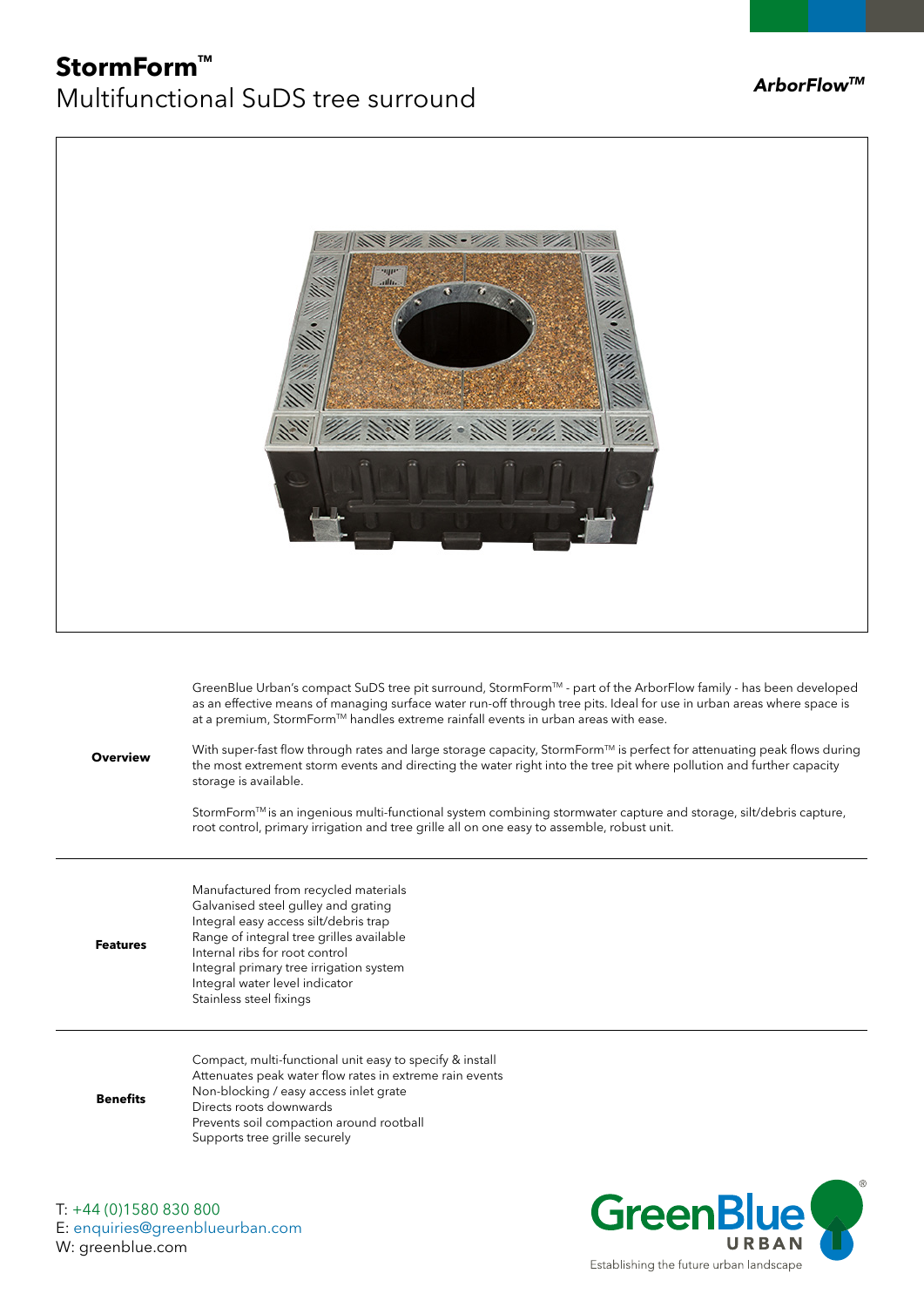# StormForm™
## Multifunctional SuDS tree surround

*ArborFlow™*

| | |
|---|---|
| **Overview** | GreenBlue Urban's compact SuDS tree pit surround, StormForm™ - part of the ArborFlow family - has been developed as an effective means of managing surface water run-off through tree pits. Ideal for use in urban areas where space is at a premium, StormForm™ handles extreme rainfall events in urban areas with ease.<br><br>With super-fast flow through rates and large storage capacity, StormForm™ is perfect for attenuating peak flows during the most extrement storm events and directing the water right into the tree pit where pollution and further capacity storage is available.<br><br>StormForm™ is an ingenious multi-functional system combining stormwater capture and storage, silt/debris capture, root control, primary irrigation and tree grille all on one easy to assemble, robust unit. |
| **Features** | Manufactured from recycled materials<br>Galvanised steel gulley and grating<br>Integral easy access silt/debris trap<br>Range of integral tree grilles available<br>Internal ribs for root control<br>Integral primary tree irrigation system<br>Integral water level indicator<br>Stainless steel fixings |
| **Benefits** | Compact, multi-functional unit easy to specify & install<br>Attenuates peak water flow rates in extreme rain events<br>Non-blocking / easy access inlet grate<br>Directs roots downwards<br>Prevents soil compaction around rootball<br>Supports tree grille securely |

T: +44 (0)1580 830 800
E: enquiries@greenblueurban.com
W: greenblue.com

GreenBlue URBAN®
Establishing the future urban landscape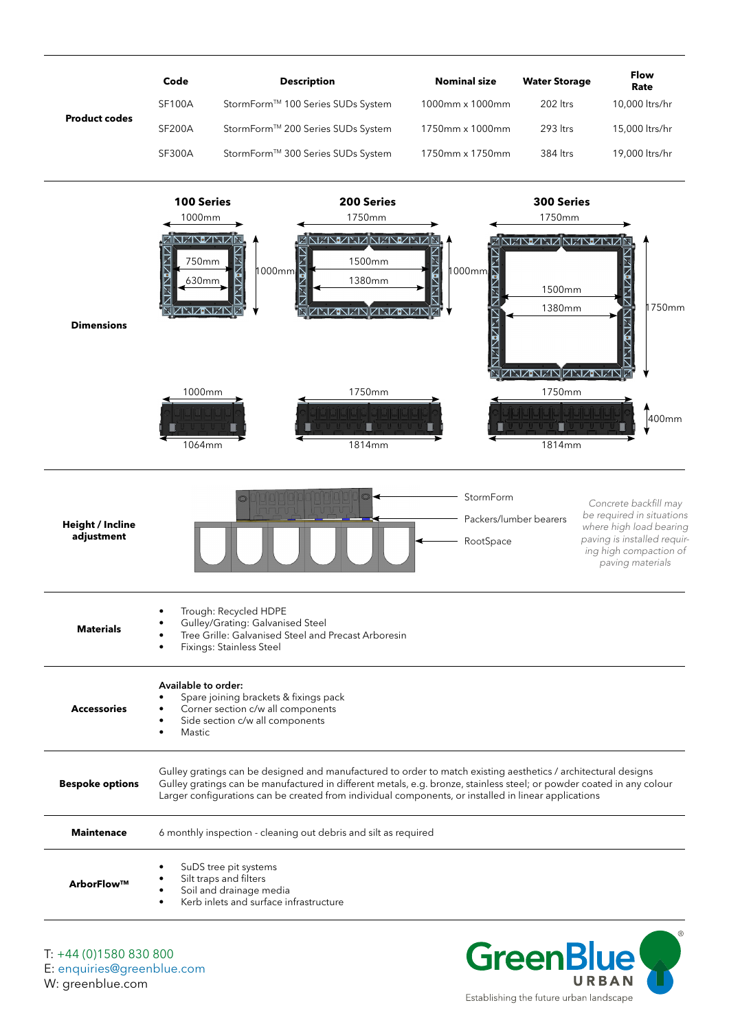| | Code | Description | Nominal size | Water Storage | Flow Rate |
|---|---|---|---|---|---|
| **Product codes** | SF100A | StormForm™ 100 Series SUDs System | 1000mm x 1000mm | 202 ltrs | 10,000 ltrs/hr |
| | SF200A | StormForm™ 200 Series SUDs System | 1750mm x 1000mm | 293 ltrs | 15,000 ltrs/hr |
| | SF300A | StormForm™ 300 Series SUDs System | 1750mm x 1750mm | 384 ltrs | 19,000 ltrs/hr |

**Dimensions**

100 Series
1000mm
750mm
630mm
1000mm
1000mm
1064mm

200 Series
1750mm
1500mm
1380mm
1000mm
1750mm
1814mm

300 Series
1750mm
1500mm
1380mm
1750mm
1750mm
400mm
1814mm

**Height / Incline adjustment**

StormForm
Packers/lumber bearers
RootSpace

*Concrete backfill may be required in situations where high load bearing paving is installed requiring high compaction of paving materials*

**Materials**

- Trough: Recycled HDPE
- Gulley/Grating: Galvanised Steel
- Tree Grille: Galvanised Steel and Precast Arboresin
- Fixings: Stainless Steel

**Accessories**

Available to order:
- Spare joining brackets & fixings pack
- Corner section c/w all components
- Side section c/w all components
- Mastic

**Bespoke options**

Gulley gratings can be designed and manufactured to order to match existing aesthetics / architectural designs
Gulley gratings can be manufactured in different metals, e.g. bronze, stainless steel; or powder coated in any colour
Larger configurations can be created from individual components, or installed in linear applications

**Maintenace**

6 monthly inspection - cleaning out debris and silt as required

**ArborFlow™**

- SuDS tree pit systems
- Silt traps and filters
- Soil and drainage media
- Kerb inlets and surface infrastructure

T: +44 (0)1580 830 800
E: enquiries@greenblue.com
W: greenblue.com

GreenBlue URBAN®
Establishing the future urban landscape